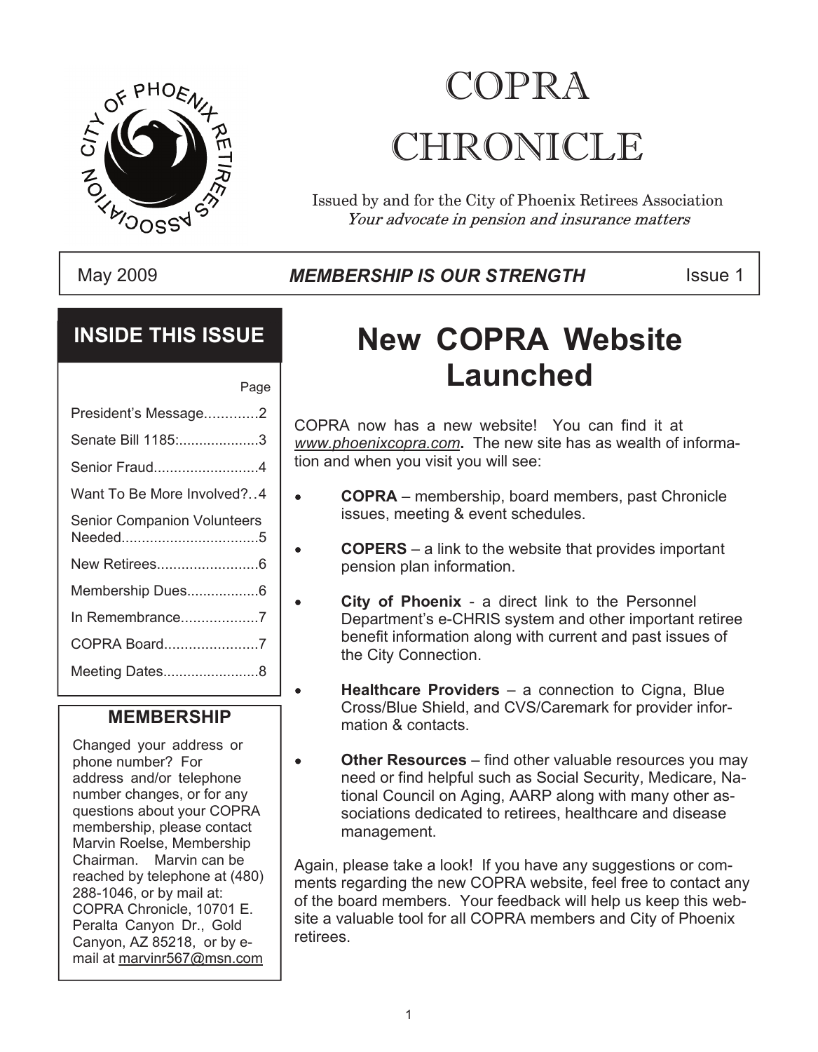# COPRA CHRONICLE

Issued by and for the City of Phoenix Retirees Association
*Your advocate in pension and insurance matters*

May 2009 | ***MEMBERSHIP IS OUR STRENGTH*** | Issue 1

# New COPRA Website Launched

COPRA now has a new website! You can find it at *www.phoenixcopra.com***.** The new site has as wealth of information and when you visit you will see:

- **COPRA** – membership, board members, past Chronicle issues, meeting & event schedules.
- **COPERS** – a link to the website that provides important pension plan information.
- **City of Phoenix** - a direct link to the Personnel Department's e-CHRIS system and other important retiree benefit information along with current and past issues of the City Connection.
- **Healthcare Providers** – a connection to Cigna, Blue Cross/Blue Shield, and CVS/Caremark for provider information & contacts.
- **Other Resources** – find other valuable resources you may need or find helpful such as Social Security, Medicare, National Council on Aging, AARP along with many other associations dedicated to retirees, healthcare and disease management.

Again, please take a look! If you have any suggestions or comments regarding the new COPRA website, feel free to contact any of the board members. Your feedback will help us keep this website a valuable tool for all COPRA members and City of Phoenix retirees.

## INSIDE THIS ISSUE

| | Page |
|---|---|
| President's Message | 2 |
| Senate Bill 1185: | 3 |
| Senior Fraud | 4 |
| Want To Be More Involved? | 4 |
| Senior Companion Volunteers Needed | 5 |
| New Retirees | 6 |
| Membership Dues | 6 |
| In Remembrance | 7 |
| COPRA Board | 7 |
| Meeting Dates | 8 |

## MEMBERSHIP

Changed your address or phone number? For address and/or telephone number changes, or for any questions about your COPRA membership, please contact Marvin Roelse, Membership Chairman. Marvin can be reached by telephone at (480) 288-1046, or by mail at: COPRA Chronicle, 10701 E. Peralta Canyon Dr., Gold Canyon, AZ 85218, or by e-mail at marvinr567@msn.com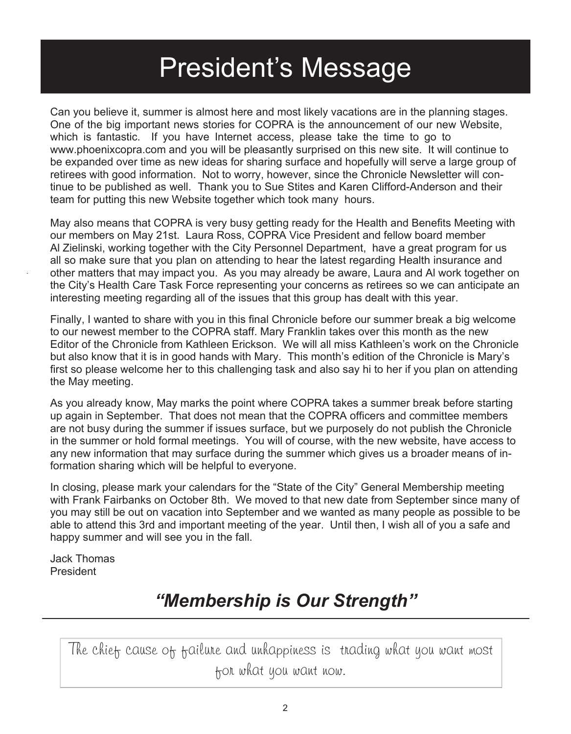# President's Message

Can you believe it, summer is almost here and most likely vacations are in the planning stages. One of the big important news stories for COPRA is the announcement of our new Website, which is fantastic. If you have Internet access, please take the time to go to www.phoenixcopra.com and you will be pleasantly surprised on this new site. It will continue to be expanded over time as new ideas for sharing surface and hopefully will serve a large group of retirees with good information. Not to worry, however, since the Chronicle Newsletter will continue to be published as well. Thank you to Sue Stites and Karen Clifford-Anderson and their team for putting this new Website together which took many hours.

May also means that COPRA is very busy getting ready for the Health and Benefits Meeting with our members on May 21st. Laura Ross, COPRA Vice President and fellow board member Al Zielinski, working together with the City Personnel Department, have a great program for us all so make sure that you plan on attending to hear the latest regarding Health insurance and other matters that may impact you. As you may already be aware, Laura and Al work together on the City's Health Care Task Force representing your concerns as retirees so we can anticipate an interesting meeting regarding all of the issues that this group has dealt with this year.

Finally, I wanted to share with you in this final Chronicle before our summer break a big welcome to our newest member to the COPRA staff. Mary Franklin takes over this month as the new Editor of the Chronicle from Kathleen Erickson. We will all miss Kathleen's work on the Chronicle but also know that it is in good hands with Mary. This month's edition of the Chronicle is Mary's first so please welcome her to this challenging task and also say hi to her if you plan on attending the May meeting.

As you already know, May marks the point where COPRA takes a summer break before starting up again in September. That does not mean that the COPRA officers and committee members are not busy during the summer if issues surface, but we purposely do not publish the Chronicle in the summer or hold formal meetings. You will of course, with the new website, have access to any new information that may surface during the summer which gives us a broader means of information sharing which will be helpful to everyone.

In closing, please mark your calendars for the "State of the City" General Membership meeting with Frank Fairbanks on October 8th. We moved to that new date from September since many of you may still be out on vacation into September and we wanted as many people as possible to be able to attend this 3rd and important meeting of the year. Until then, I wish all of you a safe and happy summer and will see you in the fall.

Jack Thomas
President

## *"Membership is Our Strength"*

---

The chief cause of failure and unhappiness is trading what you want most for what you want now.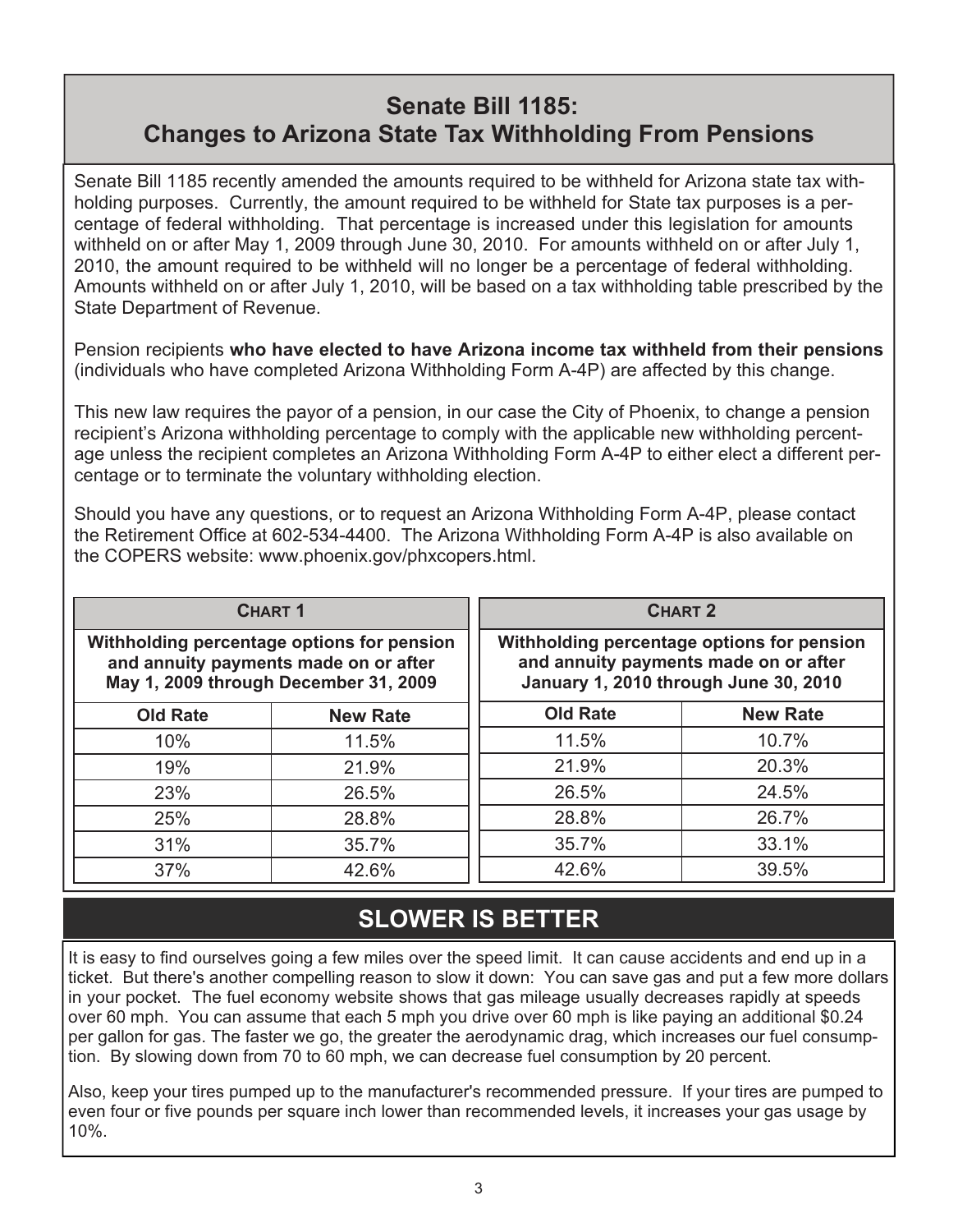## Senate Bill 1185:
## Changes to Arizona State Tax Withholding From Pensions

Senate Bill 1185 recently amended the amounts required to be withheld for Arizona state tax withholding purposes. Currently, the amount required to be withheld for State tax purposes is a percentage of federal withholding. That percentage is increased under this legislation for amounts withheld on or after May 1, 2009 through June 30, 2010. For amounts withheld on or after July 1, 2010, the amount required to be withheld will no longer be a percentage of federal withholding. Amounts withheld on or after July 1, 2010, will be based on a tax withholding table prescribed by the State Department of Revenue.

Pension recipients **who have elected to have Arizona income tax withheld from their pensions** (individuals who have completed Arizona Withholding Form A-4P) are affected by this change.

This new law requires the payor of a pension, in our case the City of Phoenix, to change a pension recipient's Arizona withholding percentage to comply with the applicable new withholding percentage unless the recipient completes an Arizona Withholding Form A-4P to either elect a different percentage or to terminate the voluntary withholding election.

Should you have any questions, or to request an Arizona Withholding Form A-4P, please contact the Retirement Office at 602-534-4400. The Arizona Withholding Form A-4P is also available on the COPERS website: www.phoenix.gov/phxcopers.html.

**Chart 1**

**Withholding percentage options for pension and annuity payments made on or after May 1, 2009 through December 31, 2009**

| Old Rate | New Rate |
|---|---|
| 10% | 11.5% |
| 19% | 21.9% |
| 23% | 26.5% |
| 25% | 28.8% |
| 31% | 35.7% |
| 37% | 42.6% |

**Chart 2**

**Withholding percentage options for pension and annuity payments made on or after January 1, 2010 through June 30, 2010**

| Old Rate | New Rate |
|---|---|
| 11.5% | 10.7% |
| 21.9% | 20.3% |
| 26.5% | 24.5% |
| 28.8% | 26.7% |
| 35.7% | 33.1% |
| 42.6% | 39.5% |

## SLOWER IS BETTER

It is easy to find ourselves going a few miles over the speed limit. It can cause accidents and end up in a ticket. But there's another compelling reason to slow it down: You can save gas and put a few more dollars in your pocket. The fuel economy website shows that gas mileage usually decreases rapidly at speeds over 60 mph. You can assume that each 5 mph you drive over 60 mph is like paying an additional $0.24 per gallon for gas. The faster we go, the greater the aerodynamic drag, which increases our fuel consumption. By slowing down from 70 to 60 mph, we can decrease fuel consumption by 20 percent.

Also, keep your tires pumped up to the manufacturer's recommended pressure. If your tires are pumped to even four or five pounds per square inch lower than recommended levels, it increases your gas usage by 10%.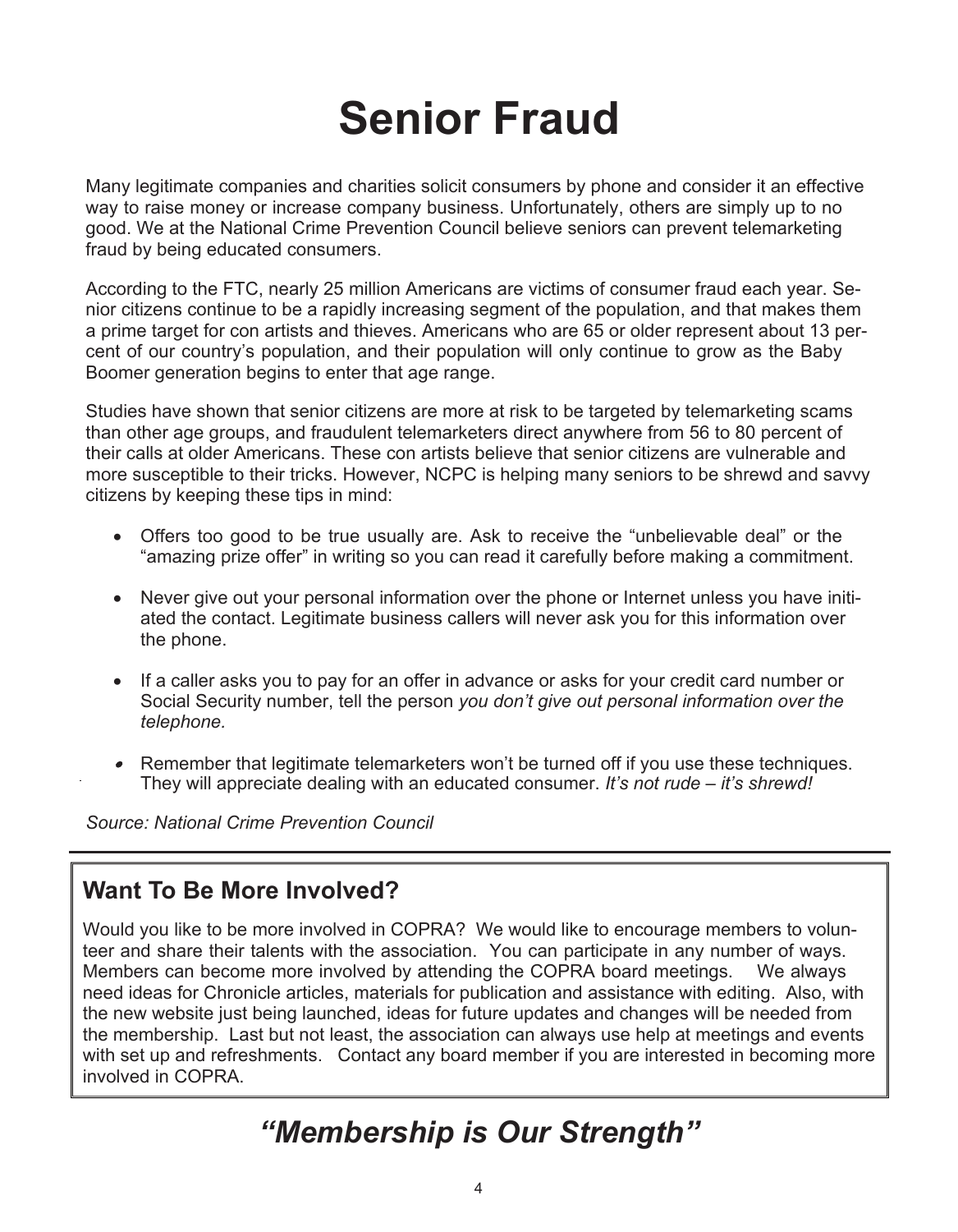# Senior Fraud

Many legitimate companies and charities solicit consumers by phone and consider it an effective way to raise money or increase company business. Unfortunately, others are simply up to no good. We at the National Crime Prevention Council believe seniors can prevent telemarketing fraud by being educated consumers.

According to the FTC, nearly 25 million Americans are victims of consumer fraud each year. Senior citizens continue to be a rapidly increasing segment of the population, and that makes them a prime target for con artists and thieves. Americans who are 65 or older represent about 13 percent of our country's population, and their population will only continue to grow as the Baby Boomer generation begins to enter that age range.

Studies have shown that senior citizens are more at risk to be targeted by telemarketing scams than other age groups, and fraudulent telemarketers direct anywhere from 56 to 80 percent of their calls at older Americans. These con artists believe that senior citizens are vulnerable and more susceptible to their tricks. However, NCPC is helping many seniors to be shrewd and savvy citizens by keeping these tips in mind:

- Offers too good to be true usually are. Ask to receive the "unbelievable deal" or the "amazing prize offer" in writing so you can read it carefully before making a commitment.
- Never give out your personal information over the phone or Internet unless you have initiated the contact. Legitimate business callers will never ask you for this information over the phone.
- If a caller asks you to pay for an offer in advance or asks for your credit card number or Social Security number, tell the person *you don't give out personal information over the telephone.*
- Remember that legitimate telemarketers won't be turned off if you use these techniques. They will appreciate dealing with an educated consumer. *It's not rude – it's shrewd!*

*Source: National Crime Prevention Council*

## Want To Be More Involved?

Would you like to be more involved in COPRA? We would like to encourage members to volunteer and share their talents with the association. You can participate in any number of ways. Members can become more involved by attending the COPRA board meetings. We always need ideas for Chronicle articles, materials for publication and assistance with editing. Also, with the new website just being launched, ideas for future updates and changes will be needed from the membership. Last but not least, the association can always use help at meetings and events with set up and refreshments. Contact any board member if you are interested in becoming more involved in COPRA.

## *"Membership is Our Strength"*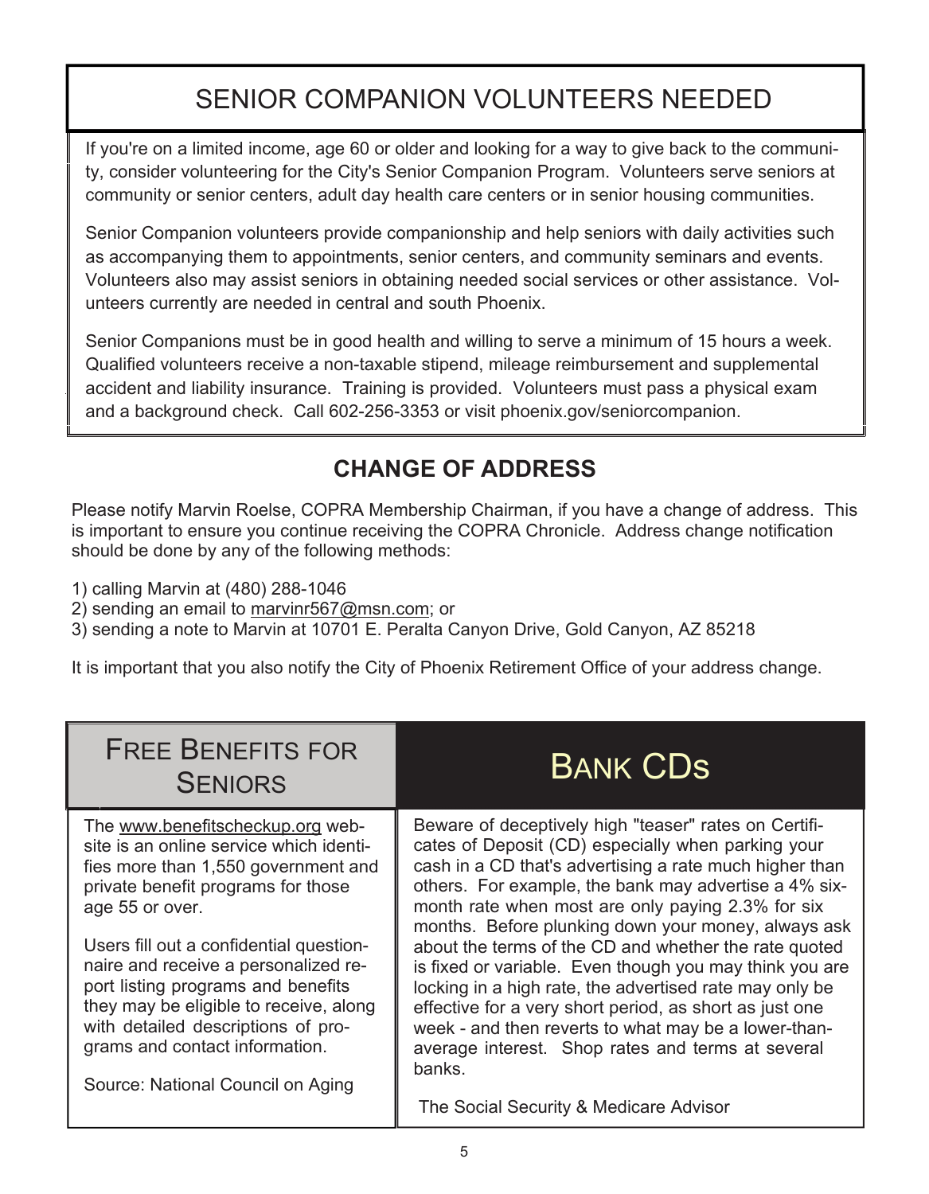## SENIOR COMPANION VOLUNTEERS NEEDED

If you're on a limited income, age 60 or older and looking for a way to give back to the community, consider volunteering for the City's Senior Companion Program. Volunteers serve seniors at community or senior centers, adult day health care centers or in senior housing communities.

Senior Companion volunteers provide companionship and help seniors with daily activities such as accompanying them to appointments, senior centers, and community seminars and events. Volunteers also may assist seniors in obtaining needed social services or other assistance. Volunteers currently are needed in central and south Phoenix.

Senior Companions must be in good health and willing to serve a minimum of 15 hours a week. Qualified volunteers receive a non-taxable stipend, mileage reimbursement and supplemental accident and liability insurance. Training is provided. Volunteers must pass a physical exam and a background check. Call 602-256-3353 or visit phoenix.gov/seniorcompanion.

## CHANGE OF ADDRESS

Please notify Marvin Roelse, COPRA Membership Chairman, if you have a change of address. This is important to ensure you continue receiving the COPRA Chronicle. Address change notification should be done by any of the following methods:

1) calling Marvin at (480) 288-1046
2) sending an email to marvinr567@msn.com; or
3) sending a note to Marvin at 10701 E. Peralta Canyon Drive, Gold Canyon, AZ 85218

It is important that you also notify the City of Phoenix Retirement Office of your address change.

## FREE BENEFITS FOR SENIORS

The www.benefitscheckup.org website is an online service which identifies more than 1,550 government and private benefit programs for those age 55 or over.

Users fill out a confidential questionnaire and receive a personalized report listing programs and benefits they may be eligible to receive, along with detailed descriptions of programs and contact information.

Source: National Council on Aging

## BANK CDs

Beware of deceptively high "teaser" rates on Certificates of Deposit (CD) especially when parking your cash in a CD that's advertising a rate much higher than others. For example, the bank may advertise a 4% six-month rate when most are only paying 2.3% for six months. Before plunking down your money, always ask about the terms of the CD and whether the rate quoted is fixed or variable. Even though you may think you are locking in a high rate, the advertised rate may only be effective for a very short period, as short as just one week - and then reverts to what may be a lower-than-average interest. Shop rates and terms at several banks.

The Social Security & Medicare Advisor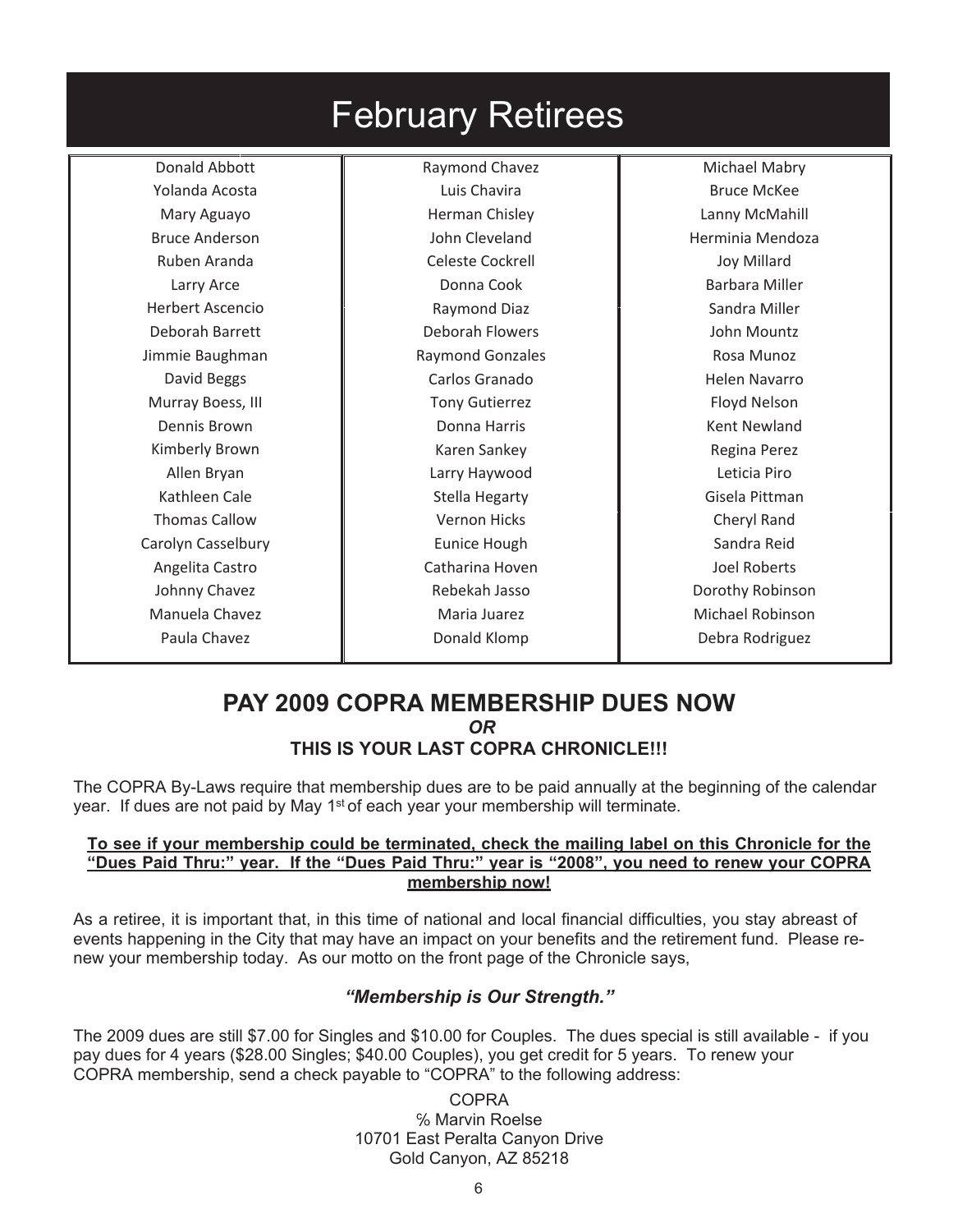# February Retirees

| | | |
|---|---|---|
| Donald Abbott | Raymond Chavez | Michael Mabry |
| Yolanda Acosta | Luis Chavira | Bruce McKee |
| Mary Aguayo | Herman Chisley | Lanny McMahill |
| Bruce Anderson | John Cleveland | Herminia Mendoza |
| Ruben Aranda | Celeste Cockrell | Joy Millard |
| Larry Arce | Donna Cook | Barbara Miller |
| Herbert Ascencio | Raymond Diaz | Sandra Miller |
| Deborah Barrett | Deborah Flowers | John Mountz |
| Jimmie Baughman | Raymond Gonzales | Rosa Munoz |
| David Beggs | Carlos Granado | Helen Navarro |
| Murray Boess, III | Tony Gutierrez | Floyd Nelson |
| Dennis Brown | Donna Harris | Kent Newland |
| Kimberly Brown | Karen Sankey | Regina Perez |
| Allen Bryan | Larry Haywood | Leticia Piro |
| Kathleen Cale | Stella Hegarty | Gisela Pittman |
| Thomas Callow | Vernon Hicks | Cheryl Rand |
| Carolyn Casselbury | Eunice Hough | Sandra Reid |
| Angelita Castro | Catharina Hoven | Joel Roberts |
| Johnny Chavez | Rebekah Jasso | Dorothy Robinson |
| Manuela Chavez | Maria Juarez | Michael Robinson |
| Paula Chavez | Donald Klomp | Debra Rodriguez |

## PAY 2009 COPRA MEMBERSHIP DUES NOW

***OR***

**THIS IS YOUR LAST COPRA CHRONICLE!!!**

The COPRA By-Laws require that membership dues are to be paid annually at the beginning of the calendar year. If dues are not paid by May 1st of each year your membership will terminate.

**To see if your membership could be terminated, check the mailing label on this Chronicle for the "Dues Paid Thru:" year. If the "Dues Paid Thru:" year is "2008", you need to renew your COPRA membership now!**

As a retiree, it is important that, in this time of national and local financial difficulties, you stay abreast of events happening in the City that may have an impact on your benefits and the retirement fund. Please renew your membership today. As our motto on the front page of the Chronicle says,

***"Membership is Our Strength."***

The 2009 dues are still $7.00 for Singles and $10.00 for Couples. The dues special is still available - if you pay dues for 4 years ($28.00 Singles; $40.00 Couples), you get credit for 5 years. To renew your COPRA membership, send a check payable to "COPRA" to the following address:

COPRA
℅ Marvin Roelse
10701 East Peralta Canyon Drive
Gold Canyon, AZ 85218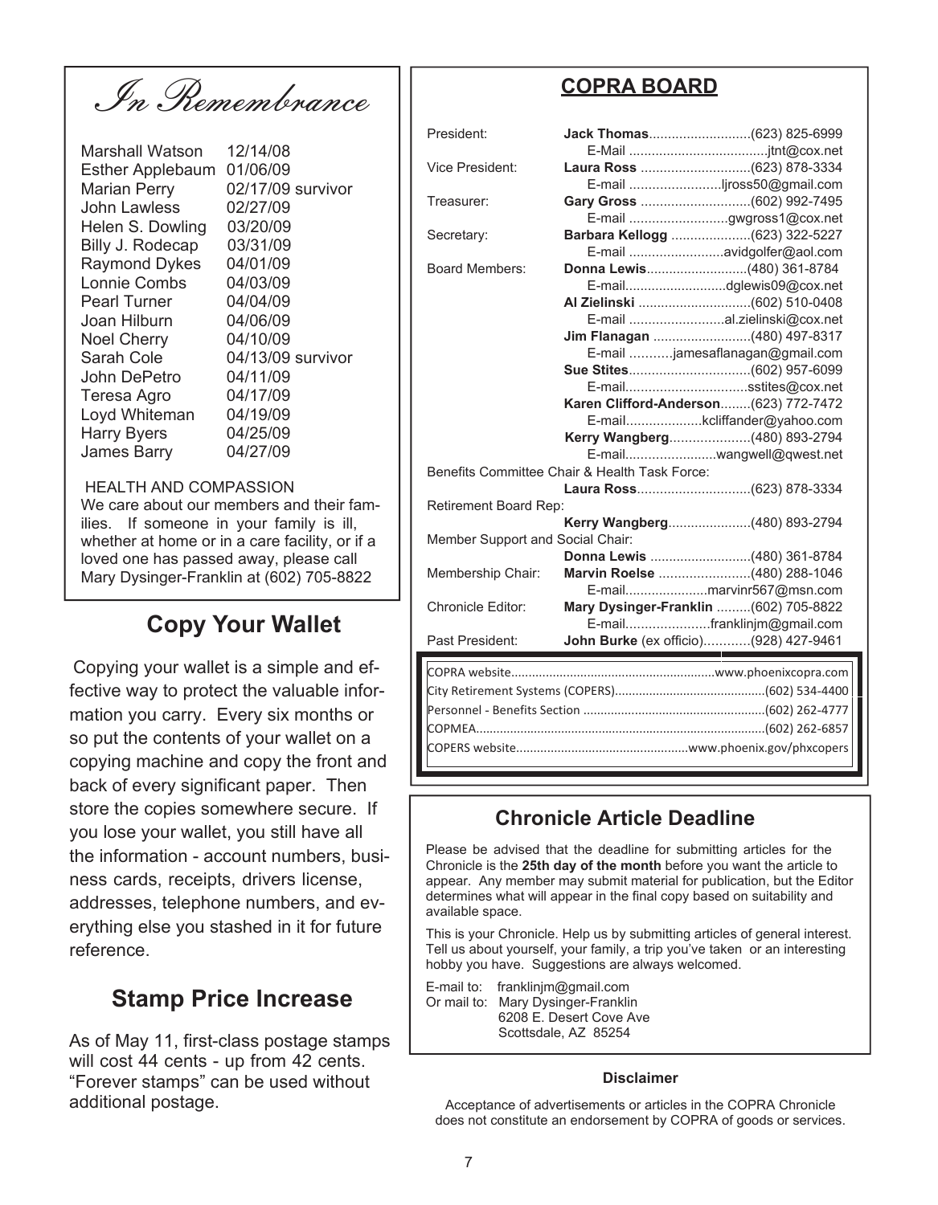## *In Remembrance*

| | |
|---|---|
| Marshall Watson | 12/14/08 |
| Esther Applebaum | 01/06/09 |
| Marian Perry | 02/17/09 survivor |
| John Lawless | 02/27/09 |
| Helen S. Dowling | 03/20/09 |
| Billy J. Rodecap | 03/31/09 |
| Raymond Dykes | 04/01/09 |
| Lonnie Combs | 04/03/09 |
| Pearl Turner | 04/04/09 |
| Joan Hilburn | 04/06/09 |
| Noel Cherry | 04/10/09 |
| Sarah Cole | 04/13/09 survivor |
| John DePetro | 04/11/09 |
| Teresa Agro | 04/17/09 |
| Loyd Whiteman | 04/19/09 |
| Harry Byers | 04/25/09 |
| James Barry | 04/27/09 |

HEALTH AND COMPASSION

We care about our members and their families. If someone in your family is ill, whether at home or in a care facility, or if a loved one has passed away, please call Mary Dysinger-Franklin at (602) 705-8822

## Copy Your Wallet

Copying your wallet is a simple and effective way to protect the valuable information you carry. Every six months or so put the contents of your wallet on a copying machine and copy the front and back of every significant paper. Then store the copies somewhere secure. If you lose your wallet, you still have all the information - account numbers, business cards, receipts, drivers license, addresses, telephone numbers, and everything else you stashed in it for future reference.

## Stamp Price Increase

As of May 11, first-class postage stamps will cost 44 cents - up from 42 cents. "Forever stamps" can be used without additional postage.

## COPRA BOARD

| | | |
|---|---|---|
| President: | **Jack Thomas** | (623) 825-6999 |
| | E-Mail | jtnt@cox.net |
| Vice President: | **Laura Ross** | (623) 878-3334 |
| | E-mail | ljross50@gmail.com |
| Treasurer: | **Gary Gross** | (602) 992-7495 |
| | E-mail | gwgross1@cox.net |
| Secretary: | **Barbara Kellogg** | (623) 322-5227 |
| | E-mail | avidgolfer@aol.com |
| Board Members: | **Donna Lewis** | (480) 361-8784 |
| | E-mail | dglewis09@cox.net |
| | **Al Zielinski** | (602) 510-0408 |
| | E-mail | al.zielinski@cox.net |
| | **Jim Flanagan** | (480) 497-8317 |
| | E-mail | jamesaflanagan@gmail.com |
| | **Sue Stites** | (602) 957-6099 |
| | E-mail | sstites@cox.net |
| | **Karen Clifford-Anderson** | (623) 772-7472 |
| | E-mail | kcliffander@yahoo.com |
| | **Kerry Wangberg** | (480) 893-2794 |
| | E-mail | wangwell@qwest.net |
| Benefits Committee Chair & Health Task Force: | **Laura Ross** | (623) 878-3334 |
| Retirement Board Rep: | **Kerry Wangberg** | (480) 893-2794 |
| Member Support and Social Chair: | **Donna Lewis** | (480) 361-8784 |
| Membership Chair: | **Marvin Roelse** | (480) 288-1046 |
| | E-mail | marvinr567@msn.com |
| Chronicle Editor: | **Mary Dysinger-Franklin** | (602) 705-8822 |
| | E-mail | franklinjm@gmail.com |
| Past President: | **John Burke** (ex officio) | (928) 427-9461 |

| | |
|---|---|
| COPRA website | www.phoenixcopra.com |
| City Retirement Systems (COPERS) | (602) 534-4400 |
| Personnel - Benefits Section | (602) 262-4777 |
| COPMEA | (602) 262-6857 |
| COPERS website | www.phoenix.gov/phxcopers |

## Chronicle Article Deadline

Please be advised that the deadline for submitting articles for the Chronicle is the **25th day of the month** before you want the article to appear. Any member may submit material for publication, but the Editor determines what will appear in the final copy based on suitability and available space.

This is your Chronicle. Help us by submitting articles of general interest. Tell us about yourself, your family, a trip you've taken or an interesting hobby you have. Suggestions are always welcomed.

E-mail to: franklinjm@gmail.com
Or mail to: Mary Dysinger-Franklin
6208 E. Desert Cove Ave
Scottsdale, AZ 85254

**Disclaimer**

Acceptance of advertisements or articles in the COPRA Chronicle does not constitute an endorsement by COPRA of goods or services.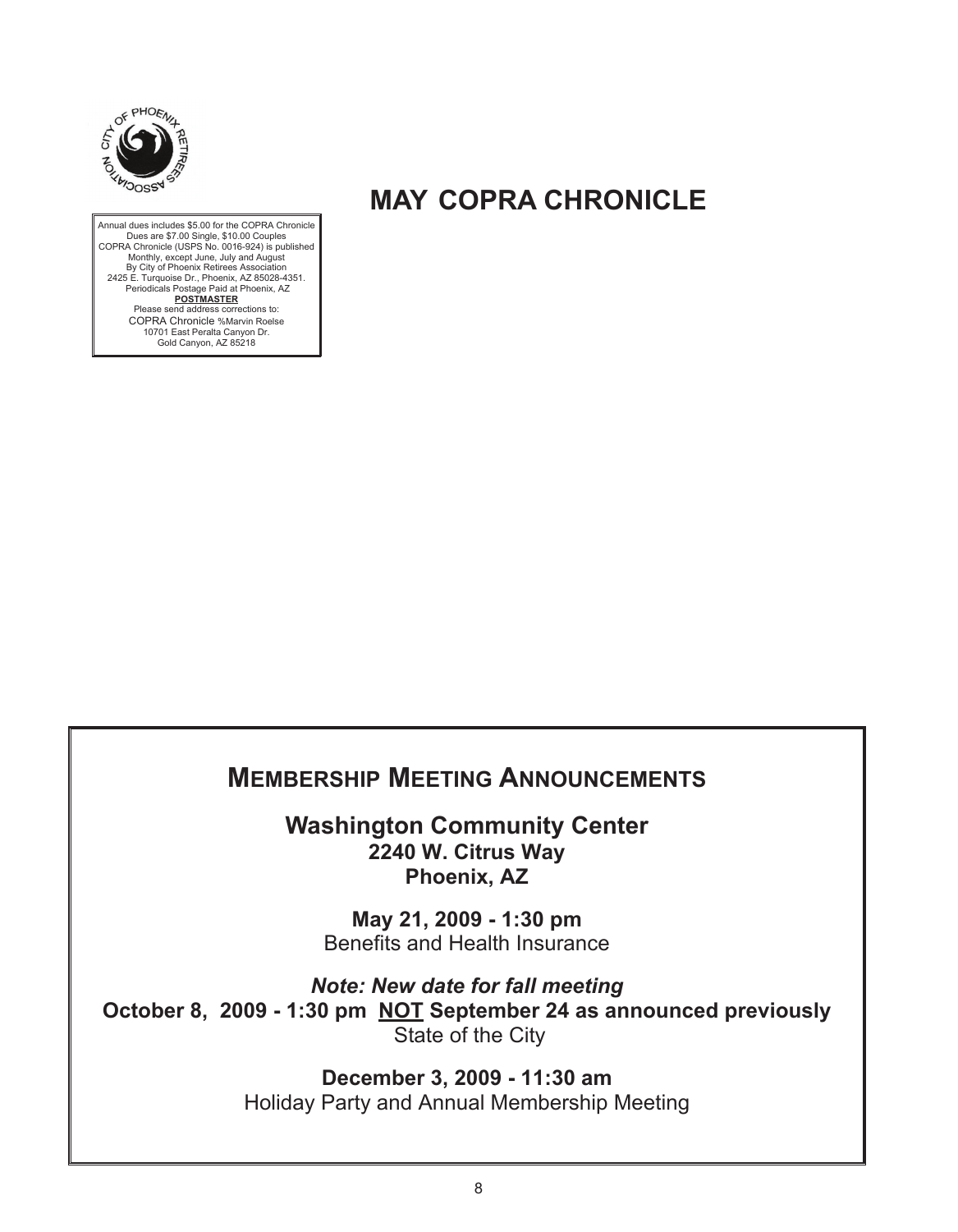Annual dues includes $5.00 for the COPRA Chronicle
Dues are $7.00 Single, $10.00 Couples
COPRA Chronicle (USPS No. 0016-924) is published
Monthly, except June, July and August
By City of Phoenix Retirees Association
2425 E. Turquoise Dr., Phoenix, AZ 85028-4351.
Periodicals Postage Paid at Phoenix, AZ

**POSTMASTER**

Please send address corrections to:
COPRA Chronicle %Marvin Roelse
10701 East Peralta Canyon Dr.
Gold Canyon, AZ 85218

# MAY COPRA CHRONICLE

## MEMBERSHIP MEETING ANNOUNCEMENTS

**Washington Community Center**
**2240 W. Citrus Way**
**Phoenix, AZ**

**May 21, 2009 - 1:30 pm**
Benefits and Health Insurance

***Note: New date for fall meeting***
**October 8, 2009 - 1:30 pm NOT September 24 as announced previously**
State of the City

**December 3, 2009 - 11:30 am**
Holiday Party and Annual Membership Meeting